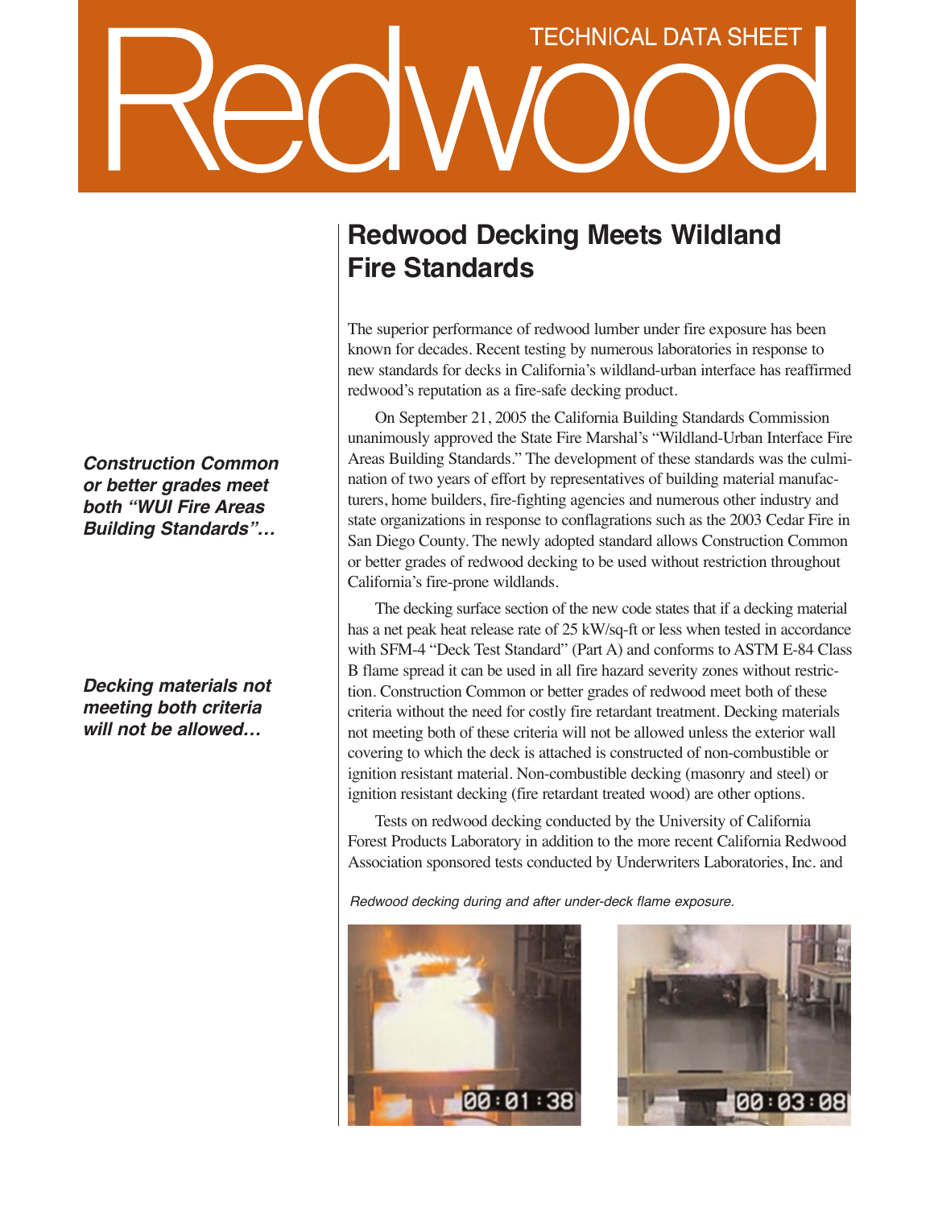# Redwood

TECHNICAL DATA SHEET

## Redwood Decking Meets Wildland Fire Standards

The superior performance of redwood lumber under fire exposure has been known for decades. Recent testing by numerous laboratories in response to new standards for decks in California's wildland-urban interface has reaffirmed redwood's reputation as a fire-safe decking product.

On September 21, 2005 the California Building Standards Commission unanimously approved the State Fire Marshal's "Wildland-Urban Interface Fire Areas Building Standards." The development of these standards was the culmination of two years of effort by representatives of building material manufacturers, home builders, fire-fighting agencies and numerous other industry and state organizations in response to conflagrations such as the 2003 Cedar Fire in San Diego County. The newly adopted standard allows Construction Common or better grades of redwood decking to be used without restriction throughout California's fire-prone wildlands.

***Construction Common or better grades meet both "WUI Fire Areas Building Standards"…***

The decking surface section of the new code states that if a decking material has a net peak heat release rate of 25 kW/sq-ft or less when tested in accordance with SFM-4 "Deck Test Standard" (Part A) and conforms to ASTM E-84 Class B flame spread it can be used in all fire hazard severity zones without restriction. Construction Common or better grades of redwood meet both of these criteria without the need for costly fire retardant treatment. Decking materials not meeting both of these criteria will not be allowed unless the exterior wall covering to which the deck is attached is constructed of non-combustible or ignition resistant material. Non-combustible decking (masonry and steel) or ignition resistant decking (fire retardant treated wood) are other options.

***Decking materials not meeting both criteria will not be allowed…***

Tests on redwood decking conducted by the University of California Forest Products Laboratory in addition to the more recent California Redwood Association sponsored tests conducted by Underwriters Laboratories, Inc. and

*Redwood decking during and after under-deck flame exposure.*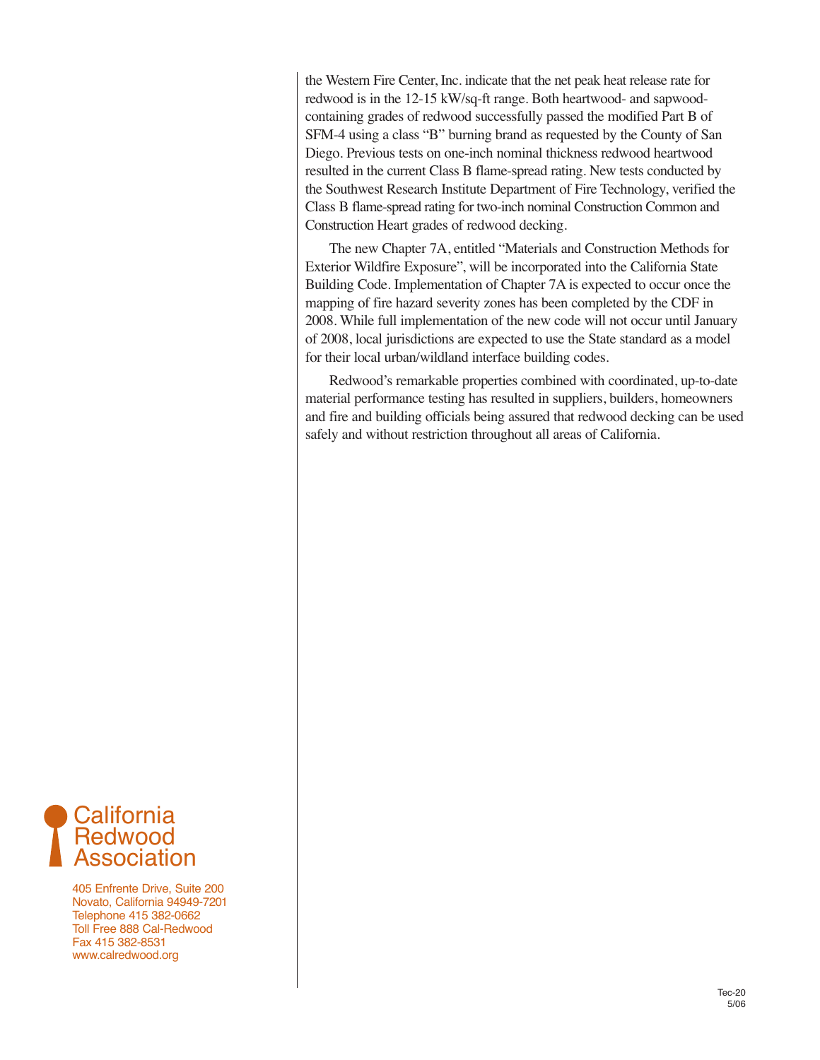the Western Fire Center, Inc. indicate that the net peak heat release rate for redwood is in the 12-15 kW/sq-ft range. Both heartwood- and sapwood-containing grades of redwood successfully passed the modified Part B of SFM-4 using a class "B" burning brand as requested by the County of San Diego. Previous tests on one-inch nominal thickness redwood heartwood resulted in the current Class B flame-spread rating. New tests conducted by the Southwest Research Institute Department of Fire Technology, verified the Class B flame-spread rating for two-inch nominal Construction Common and Construction Heart grades of redwood decking.

The new Chapter 7A, entitled "Materials and Construction Methods for Exterior Wildfire Exposure", will be incorporated into the California State Building Code. Implementation of Chapter 7A is expected to occur once the mapping of fire hazard severity zones has been completed by the CDF in 2008. While full implementation of the new code will not occur until January of 2008, local jurisdictions are expected to use the State standard as a model for their local urban/wildland interface building codes.

Redwood's remarkable properties combined with coordinated, up-to-date material performance testing has resulted in suppliers, builders, homeowners and fire and building officials being assured that redwood decking can be used safely and without restriction throughout all areas of California.

California
Redwood
Association

405 Enfrente Drive, Suite 200
Novato, California 94949-7201
Telephone 415 382-0662
Toll Free 888 Cal-Redwood
Fax 415 382-8531
www.calredwood.org

Tec-20
5/06